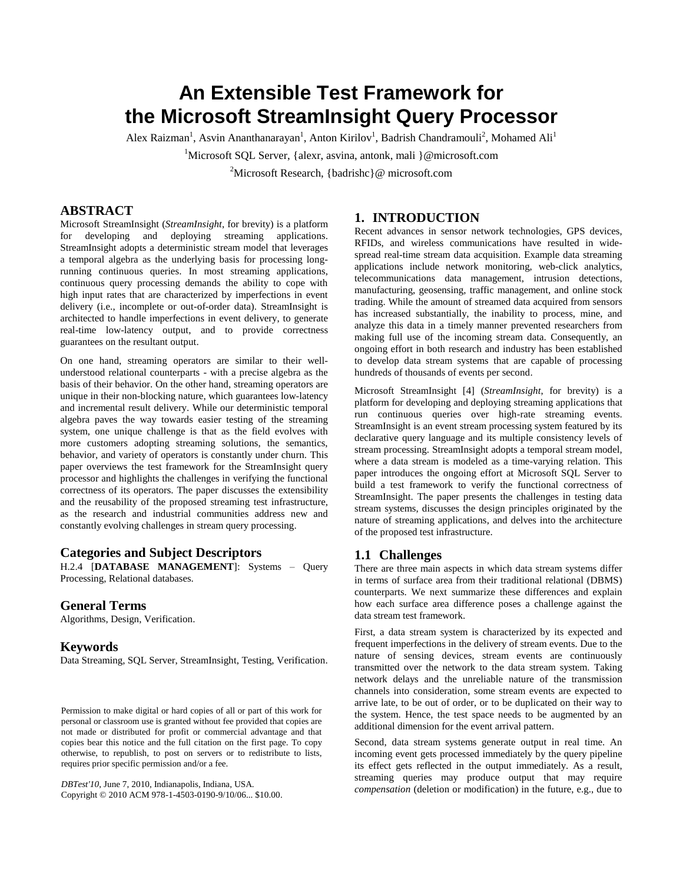# An Extensible Test Framework for the Microsoft StreamInsight Query Processor

Alex Raizman[1], Asvin Ananthanarayan[1], Anton Kirilov[1], Badrish Chandramouli[2], Mohamed Ali[1]

[1]Microsoft SQL Server, {alexr, asvina, antonk, mali }@microsoft.com

[2]Microsoft Research, {badrishc}@ microsoft.com

## ABSTRACT

Microsoft StreamInsight (*StreamInsight*, for brevity) is a platform for developing and deploying streaming applications. StreamInsight adopts a deterministic stream model that leverages a temporal algebra as the underlying basis for processing long-running continuous queries. In most streaming applications, continuous query processing demands the ability to cope with high input rates that are characterized by imperfections in event delivery (i.e., incomplete or out-of-order data). StreamInsight is architected to handle imperfections in event delivery, to generate real-time low-latency output, and to provide correctness guarantees on the resultant output.

On one hand, streaming operators are similar to their well-understood relational counterparts - with a precise algebra as the basis of their behavior. On the other hand, streaming operators are unique in their non-blocking nature, which guarantees low-latency and incremental result delivery. While our deterministic temporal algebra paves the way towards easier testing of the streaming system, one unique challenge is that as the field evolves with more customers adopting streaming solutions, the semantics, behavior, and variety of operators is constantly under churn. This paper overviews the test framework for the StreamInsight query processor and highlights the challenges in verifying the functional correctness of its operators. The paper discusses the extensibility and the reusability of the proposed streaming test infrastructure, as the research and industrial communities address new and constantly evolving challenges in stream query processing.

## Categories and Subject Descriptors

H.2.4 [**DATABASE MANAGEMENT**]: Systems – Query Processing, Relational databases.

## General Terms

Algorithms, Design, Verification.

## Keywords

Data Streaming, SQL Server, StreamInsight, Testing, Verification.

Permission to make digital or hard copies of all or part of this work for personal or classroom use is granted without fee provided that copies are not made or distributed for profit or commercial advantage and that copies bear this notice and the full citation on the first page. To copy otherwise, to republish, to post on servers or to redistribute to lists, requires prior specific permission and/or a fee.

*DBTest'10*, June 7, 2010, Indianapolis, Indiana, USA.
Copyright © 2010 ACM 978-1-4503-0190-9/10/06... $10.00.

## 1. INTRODUCTION

Recent advances in sensor network technologies, GPS devices, RFIDs, and wireless communications have resulted in wide-spread real-time stream data acquisition. Example data streaming applications include network monitoring, web-click analytics, telecommunications data management, intrusion detections, manufacturing, geosensing, traffic management, and online stock trading. While the amount of streamed data acquired from sensors has increased substantially, the inability to process, mine, and analyze this data in a timely manner prevented researchers from making full use of the incoming stream data. Consequently, an ongoing effort in both research and industry has been established to develop data stream systems that are capable of processing hundreds of thousands of events per second.

Microsoft StreamInsight [4] (*StreamInsight*, for brevity) is a platform for developing and deploying streaming applications that run continuous queries over high-rate streaming events. StreamInsight is an event stream processing system featured by its declarative query language and its multiple consistency levels of stream processing. StreamInsight adopts a temporal stream model, where a data stream is modeled as a time-varying relation. This paper introduces the ongoing effort at Microsoft SQL Server to build a test framework to verify the functional correctness of StreamInsight. The paper presents the challenges in testing data stream systems, discusses the design principles originated by the nature of streaming applications, and delves into the architecture of the proposed test infrastructure.

### 1.1 Challenges

There are three main aspects in which data stream systems differ in terms of surface area from their traditional relational (DBMS) counterparts. We next summarize these differences and explain how each surface area difference poses a challenge against the data stream test framework.

First, a data stream system is characterized by its expected and frequent imperfections in the delivery of stream events. Due to the nature of sensing devices, stream events are continuously transmitted over the network to the data stream system. Taking network delays and the unreliable nature of the transmission channels into consideration, some stream events are expected to arrive late, to be out of order, or to be duplicated on their way to the system. Hence, the test space needs to be augmented by an additional dimension for the event arrival pattern.

Second, data stream systems generate output in real time. An incoming event gets processed immediately by the query pipeline its effect gets reflected in the output immediately. As a result, streaming queries may produce output that may require *compensation* (deletion or modification) in the future, e.g., due to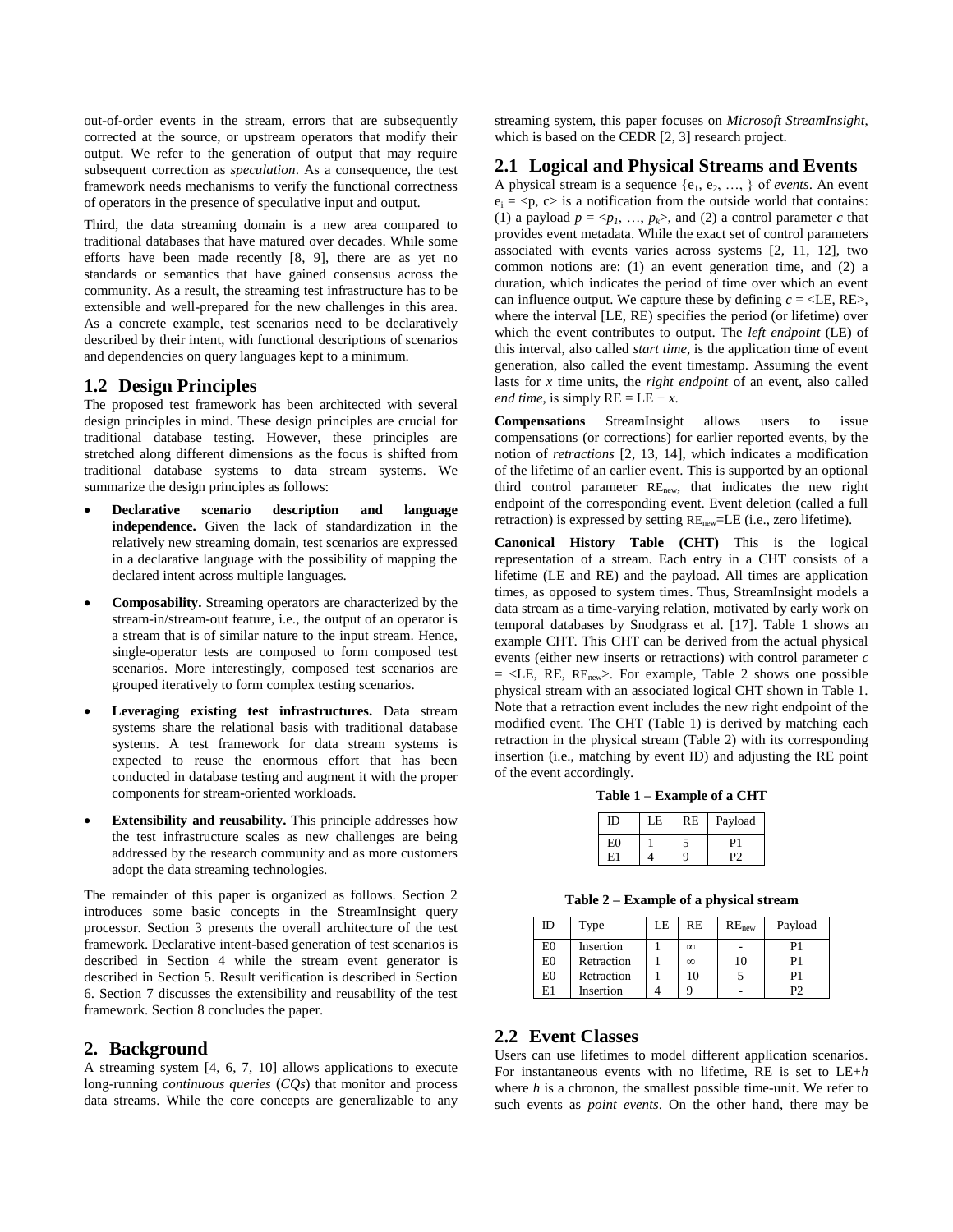out-of-order events in the stream, errors that are subsequently corrected at the source, or upstream operators that modify their output. We refer to the generation of output that may require subsequent correction as *speculation*. As a consequence, the test framework needs mechanisms to verify the functional correctness of operators in the presence of speculative input and output.

Third, the data streaming domain is a new area compared to traditional databases that have matured over decades. While some efforts have been made recently [8, 9], there are as yet no standards or semantics that have gained consensus across the community. As a result, the streaming test infrastructure has to be extensible and well-prepared for the new challenges in this area. As a concrete example, test scenarios need to be declaratively described by their intent, with functional descriptions of scenarios and dependencies on query languages kept to a minimum.

## 1.2 Design Principles

The proposed test framework has been architected with several design principles in mind. These design principles are crucial for traditional database testing. However, these principles are stretched along different dimensions as the focus is shifted from traditional database systems to data stream systems. We summarize the design principles as follows:

- **Declarative scenario description and language independence.** Given the lack of standardization in the relatively new streaming domain, test scenarios are expressed in a declarative language with the possibility of mapping the declared intent across multiple languages.
- **Composability.** Streaming operators are characterized by the stream-in/stream-out feature, i.e., the output of an operator is a stream that is of similar nature to the input stream. Hence, single-operator tests are composed to form composed test scenarios. More interestingly, composed test scenarios are grouped iteratively to form complex testing scenarios.
- **Leveraging existing test infrastructures.** Data stream systems share the relational basis with traditional database systems. A test framework for data stream systems is expected to reuse the enormous effort that has been conducted in database testing and augment it with the proper components for stream-oriented workloads.
- **Extensibility and reusability.** This principle addresses how the test infrastructure scales as new challenges are being addressed by the research community and as more customers adopt the data streaming technologies.

The remainder of this paper is organized as follows. Section 2 introduces some basic concepts in the StreamInsight query processor. Section 3 presents the overall architecture of the test framework. Declarative intent-based generation of test scenarios is described in Section 4 while the stream event generator is described in Section 5. Result verification is described in Section 6. Section 7 discusses the extensibility and reusability of the test framework. Section 8 concludes the paper.

# 2. Background

A streaming system [4, 6, 7, 10] allows applications to execute long-running *continuous queries* (*CQs*) that monitor and process data streams. While the core concepts are generalizable to any streaming system, this paper focuses on *Microsoft StreamInsight*, which is based on the CEDR [2, 3] research project.

## 2.1 Logical and Physical Streams and Events

A physical stream is a sequence $\{e_1, e_2, \ldots, \}$ of *events*. An event $e_i = \langle p, c \rangle$ is a notification from the outside world that contains: (1) a payload $p = \langle p_1, \ldots, p_k \rangle$, and (2) a control parameter $c$ that provides event metadata. While the exact set of control parameters associated with events varies across systems [2, 11, 12], two common notions are: (1) an event generation time, and (2) a duration, which indicates the period of time over which an event can influence output. We capture these by defining $c = \langle LE, RE \rangle$, where the interval [LE, RE) specifies the period (or lifetime) over which the event contributes to output. The *left endpoint* (LE) of this interval, also called *start time*, is the application time of event generation, also called the event timestamp. Assuming the event lasts for $x$ time units, the *right endpoint* of an event, also called *end time*, is simply $RE = LE + x$.

**Compensations** StreamInsight allows users to issue compensations (or corrections) for earlier reported events, by the notion of *retractions* [2, 13, 14], which indicates a modification of the lifetime of an earlier event. This is supported by an optional third control parameter $RE_{new}$, that indicates the new right endpoint of the corresponding event. Event deletion (called a full retraction) is expressed by setting $RE_{new}$=LE (i.e., zero lifetime).

**Canonical History Table (CHT)** This is the logical representation of a stream. Each entry in a CHT consists of a lifetime (LE and RE) and the payload. All times are application times, as opposed to system times. Thus, StreamInsight models a data stream as a time-varying relation, motivated by early work on temporal databases by Snodgrass et al. [17]. Table 1 shows an example CHT. This CHT can be derived from the actual physical events (either new inserts or retractions) with control parameter $c = \langle LE, RE, RE_{new} \rangle$. For example, Table 2 shows one possible physical stream with an associated logical CHT shown in Table 1. Note that a retraction event includes the new right endpoint of the modified event. The CHT (Table 1) is derived by matching each retraction in the physical stream (Table 2) with its corresponding insertion (i.e., matching by event ID) and adjusting the RE point of the event accordingly.

**Table 1 – Example of a CHT**

| ID | LE | RE | Payload |
|---|---|---|---|
| E0 | 1 | 5 | P1 |
| E1 | 4 | 9 | P2 |

**Table 2 – Example of a physical stream**

| ID | Type | LE | RE | $RE_{new}$ | Payload |
|---|---|---|---|---|---|
| E0 | Insertion | 1 | ∞ | - | P1 |
| E0 | Retraction | 1 | ∞ | 10 | P1 |
| E0 | Retraction | 1 | 10 | 5 | P1 |
| E1 | Insertion | 4 | 9 | - | P2 |

## 2.2 Event Classes

Users can use lifetimes to model different application scenarios. For instantaneous events with no lifetime, RE is set to LE+$h$ where $h$ is a chronon, the smallest possible time-unit. We refer to such events as *point events*. On the other hand, there may be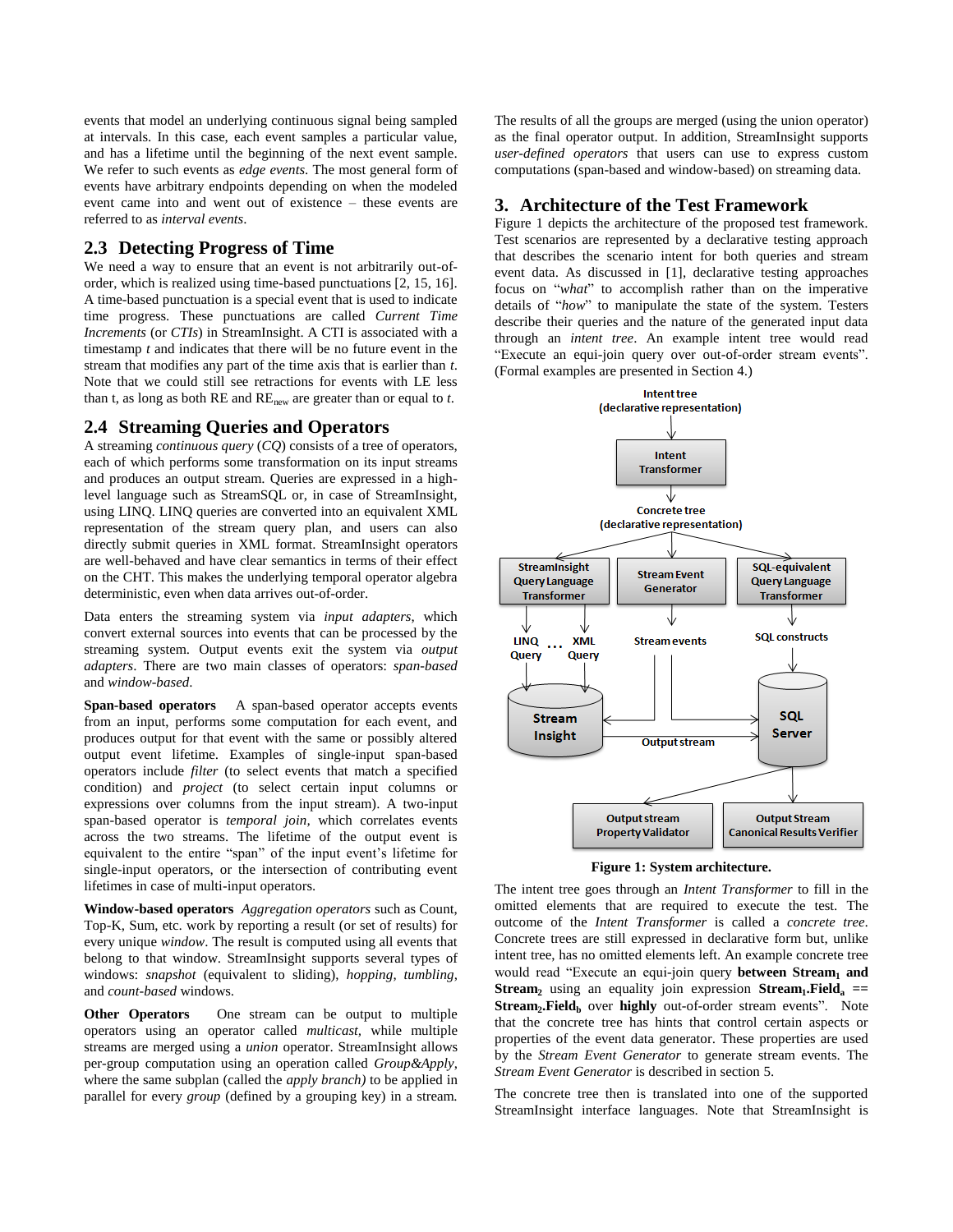events that model an underlying continuous signal being sampled at intervals. In this case, each event samples a particular value, and has a lifetime until the beginning of the next event sample. We refer to such events as *edge events*. The most general form of events have arbitrary endpoints depending on when the modeled event came into and went out of existence – these events are referred to as *interval events*.

## 2.3 Detecting Progress of Time

We need a way to ensure that an event is not arbitrarily out-of-order, which is realized using time-based punctuations [2, 15, 16]. A time-based punctuation is a special event that is used to indicate time progress. These punctuations are called *Current Time Increments* (or *CTIs*) in StreamInsight. A CTI is associated with a timestamp *t* and indicates that there will be no future event in the stream that modifies any part of the time axis that is earlier than *t*. Note that we could still see retractions for events with LE less than t, as long as both RE and $RE_{new}$ are greater than or equal to *t*.

## 2.4 Streaming Queries and Operators

A streaming *continuous query* (*CQ*) consists of a tree of operators, each of which performs some transformation on its input streams and produces an output stream. Queries are expressed in a high-level language such as StreamSQL or, in case of StreamInsight, using LINQ. LINQ queries are converted into an equivalent XML representation of the stream query plan, and users can also directly submit queries in XML format. StreamInsight operators are well-behaved and have clear semantics in terms of their effect on the CHT. This makes the underlying temporal operator algebra deterministic, even when data arrives out-of-order.

Data enters the streaming system via *input adapters*, which convert external sources into events that can be processed by the streaming system. Output events exit the system via *output adapters*. There are two main classes of operators: *span-based* and *window-based*.

**Span-based operators** A span-based operator accepts events from an input, performs some computation for each event, and produces output for that event with the same or possibly altered output event lifetime. Examples of single-input span-based operators include *filter* (to select events that match a specified condition) and *project* (to select certain input columns or expressions over columns from the input stream). A two-input span-based operator is *temporal join*, which correlates events across the two streams. The lifetime of the output event is equivalent to the entire "span" of the input event's lifetime for single-input operators, or the intersection of contributing event lifetimes in case of multi-input operators.

**Window-based operators** *Aggregation operators* such as Count, Top-K, Sum, etc. work by reporting a result (or set of results) for every unique *window*. The result is computed using all events that belong to that window. StreamInsight supports several types of windows: *snapshot* (equivalent to sliding), *hopping*, *tumbling*, and *count-based* windows.

**Other Operators** One stream can be output to multiple operators using an operator called *multicast*, while multiple streams are merged using a *union* operator. StreamInsight allows per-group computation using an operation called *Group&Apply*, where the same subplan (called the *apply branch)* to be applied in parallel for every *group* (defined by a grouping key) in a stream. The results of all the groups are merged (using the union operator) as the final operator output. In addition, StreamInsight supports *user-defined operators* that users can use to express custom computations (span-based and window-based) on streaming data.

## 3. Architecture of the Test Framework

Figure 1 depicts the architecture of the proposed test framework. Test scenarios are represented by a declarative testing approach that describes the scenario intent for both queries and stream event data. As discussed in [1], declarative testing approaches focus on "*what*" to accomplish rather than on the imperative details of "*how*" to manipulate the state of the system. Testers describe their queries and the nature of the generated input data through an *intent tree*. An example intent tree would read "Execute an equi-join query over out-of-order stream events". (Formal examples are presented in Section 4.)

**Figure 1: System architecture.**

The intent tree goes through an *Intent Transformer* to fill in the omitted elements that are required to execute the test. The outcome of the *Intent Transformer* is called a *concrete tree*. Concrete trees are still expressed in declarative form but, unlike intent tree, has no omitted elements left. An example concrete tree would read "Execute an equi-join query **between** $\textbf{Stream}_1$ **and** $\textbf{Stream}_2$ using an equality join expression $\textbf{Stream}_1\textbf{.Field}_a$ == $\textbf{Stream}_2\textbf{.Field}_b$ over **highly** out-of-order stream events". Note that the concrete tree has hints that control certain aspects or properties of the event data generator. These properties are used by the *Stream Event Generator* to generate stream events. The *Stream Event Generator* is described in section 5.

The concrete tree then is translated into one of the supported StreamInsight interface languages. Note that StreamInsight is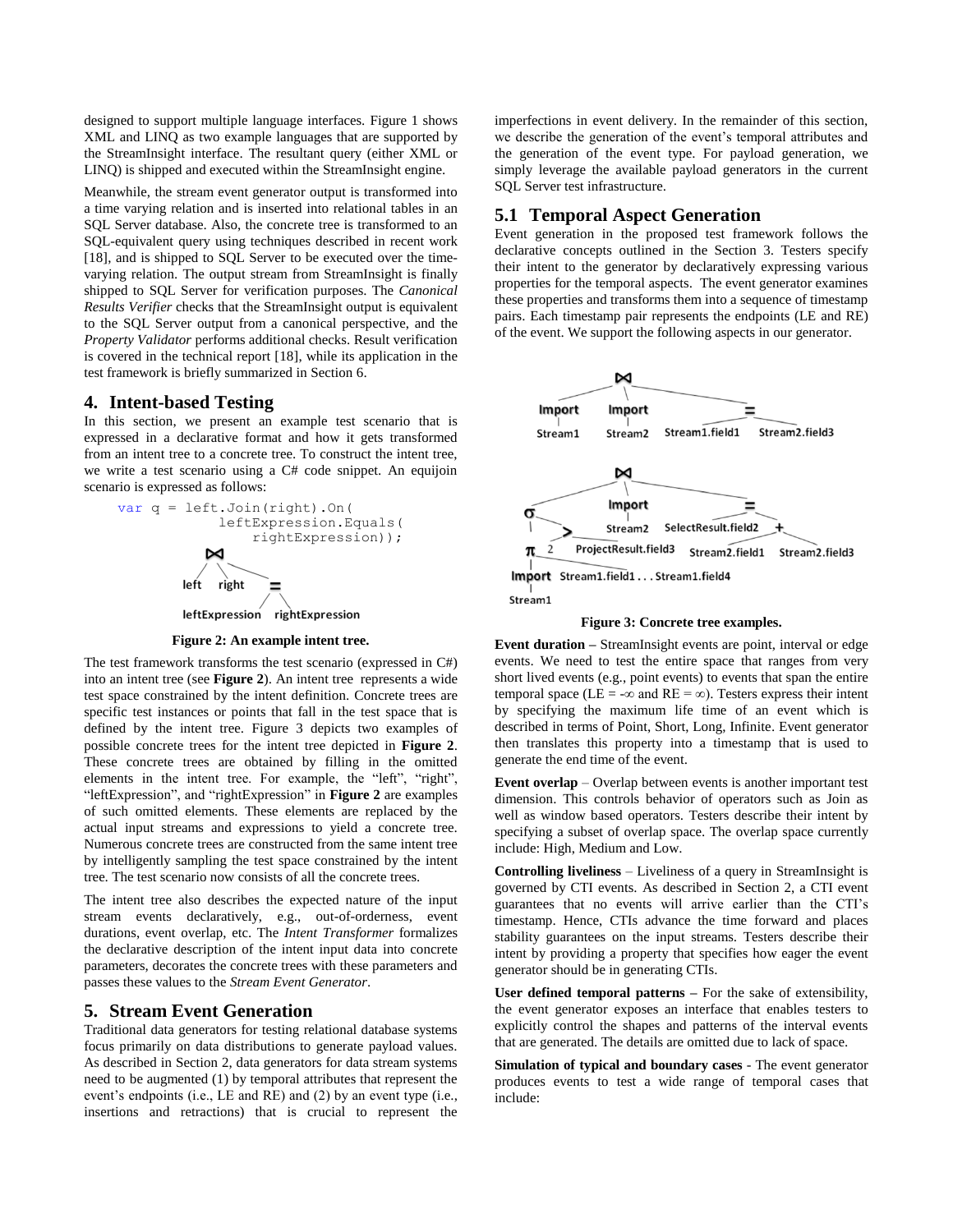designed to support multiple language interfaces. Figure 1 shows XML and LINQ as two example languages that are supported by the StreamInsight interface. The resultant query (either XML or LINQ) is shipped and executed within the StreamInsight engine.

Meanwhile, the stream event generator output is transformed into a time varying relation and is inserted into relational tables in an SQL Server database. Also, the concrete tree is transformed to an SQL-equivalent query using techniques described in recent work [18], and is shipped to SQL Server to be executed over the time-varying relation. The output stream from StreamInsight is finally shipped to SQL Server for verification purposes. The *Canonical Results Verifier* checks that the StreamInsight output is equivalent to the SQL Server output from a canonical perspective, and the *Property Validator* performs additional checks. Result verification is covered in the technical report [18], while its application in the test framework is briefly summarized in Section 6.

## 4. Intent-based Testing

In this section, we present an example test scenario that is expressed in a declarative format and how it gets transformed from an intent tree to a concrete tree. To construct the intent tree, we write a test scenario using a C# code snippet. An equijoin scenario is expressed as follows:

```
var q = left.Join(right).On(
            leftExpression.Equals(
                rightExpression));
```

**Figure 2: An example intent tree.**

The test framework transforms the test scenario (expressed in C#) into an intent tree (see **Figure 2**). An intent tree represents a wide test space constrained by the intent definition. Concrete trees are specific test instances or points that fall in the test space that is defined by the intent tree. Figure 3 depicts two examples of possible concrete trees for the intent tree depicted in **Figure 2**. These concrete trees are obtained by filling in the omitted elements in the intent tree. For example, the "left", "right", "leftExpression", and "rightExpression" in **Figure 2** are examples of such omitted elements. These elements are replaced by the actual input streams and expressions to yield a concrete tree. Numerous concrete trees are constructed from the same intent tree by intelligently sampling the test space constrained by the intent tree. The test scenario now consists of all the concrete trees.

The intent tree also describes the expected nature of the input stream events declaratively, e.g., out-of-orderness, event durations, event overlap, etc. The *Intent Transformer* formalizes the declarative description of the intent input data into concrete parameters, decorates the concrete trees with these parameters and passes these values to the *Stream Event Generator*.

## 5. Stream Event Generation

Traditional data generators for testing relational database systems focus primarily on data distributions to generate payload values. As described in Section 2, data generators for data stream systems need to be augmented (1) by temporal attributes that represent the event's endpoints (i.e., LE and RE) and (2) by an event type (i.e., insertions and retractions) that is crucial to represent the imperfections in event delivery. In the remainder of this section, we describe the generation of the event's temporal attributes and the generation of the event type. For payload generation, we simply leverage the available payload generators in the current SQL Server test infrastructure.

### 5.1 Temporal Aspect Generation

Event generation in the proposed test framework follows the declarative concepts outlined in the Section 3. Testers specify their intent to the generator by declaratively expressing various properties for the temporal aspects. The event generator examines these properties and transforms them into a sequence of timestamp pairs. Each timestamp pair represents the endpoints (LE and RE) of the event. We support the following aspects in our generator.

**Figure 3: Concrete tree examples.**

**Event duration –** StreamInsight events are point, interval or edge events. We need to test the entire space that ranges from very short lived events (e.g., point events) to events that span the entire temporal space (LE = $-\infty$ and RE = $\infty$). Testers express their intent by specifying the maximum life time of an event which is described in terms of Point, Short, Long, Infinite. Event generator then translates this property into a timestamp that is used to generate the end time of the event.

**Event overlap** – Overlap between events is another important test dimension. This controls behavior of operators such as Join as well as window based operators. Testers describe their intent by specifying a subset of overlap space. The overlap space currently include: High, Medium and Low.

**Controlling liveliness** – Liveliness of a query in StreamInsight is governed by CTI events. As described in Section 2, a CTI event guarantees that no events will arrive earlier than the CTI's timestamp. Hence, CTIs advance the time forward and places stability guarantees on the input streams. Testers describe their intent by providing a property that specifies how eager the event generator should be in generating CTIs.

**User defined temporal patterns –** For the sake of extensibility, the event generator exposes an interface that enables testers to explicitly control the shapes and patterns of the interval events that are generated. The details are omitted due to lack of space.

**Simulation of typical and boundary cases** - The event generator produces events to test a wide range of temporal cases that include: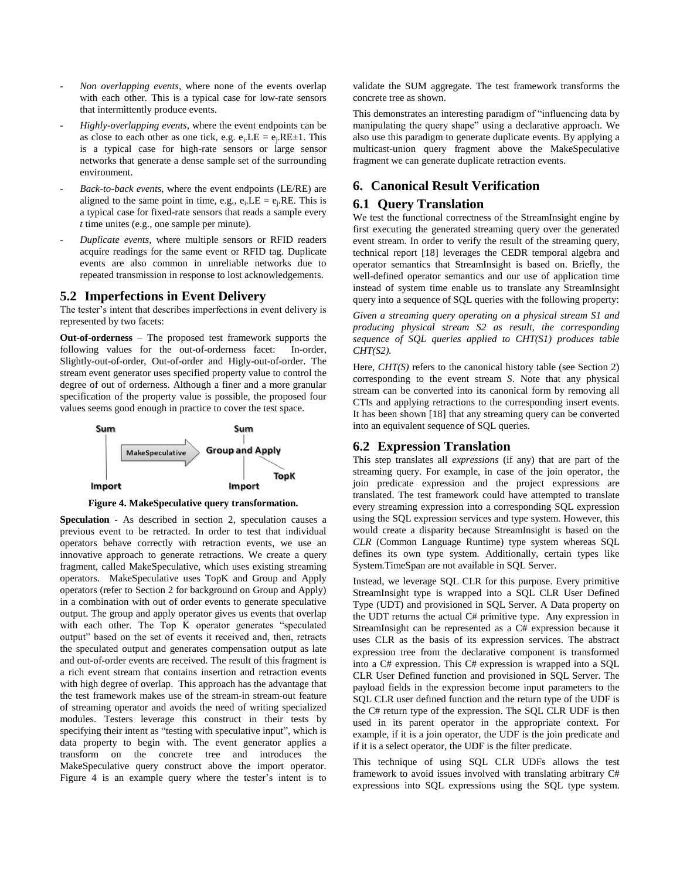- *Non overlapping events*, where none of the events overlap with each other. This is a typical case for low-rate sensors that intermittently produce events.
- *Highly-overlapping events*, where the event endpoints can be as close to each other as one tick, e.g. $e_i$.LE = $e_j$.RE±1. This is a typical case for high-rate sensors or large sensor networks that generate a dense sample set of the surrounding environment.
- *Back-to-back events*, where the event endpoints (LE/RE) are aligned to the same point in time, e.g., $e_i$.LE = $e_j$.RE. This is a typical case for fixed-rate sensors that reads a sample every *t* time unites (e.g., one sample per minute).
- *Duplicate events*, where multiple sensors or RFID readers acquire readings for the same event or RFID tag. Duplicate events are also common in unreliable networks due to repeated transmission in response to lost acknowledgements.

## 5.2 Imperfections in Event Delivery

The tester's intent that describes imperfections in event delivery is represented by two facets:

**Out-of-orderness** – The proposed test framework supports the following values for the out-of-orderness facet: In-order, Slightly-out-of-order, Out-of-order and Higly-out-of-order. The stream event generator uses specified property value to control the degree of out of orderness. Although a finer and a more granular specification of the property value is possible, the proposed four values seems good enough in practice to cover the test space.

**Figure 4. MakeSpeculative query transformation.**

**Speculation -** As described in section 2, speculation causes a previous event to be retracted. In order to test that individual operators behave correctly with retraction events, we use an innovative approach to generate retractions. We create a query fragment, called MakeSpeculative, which uses existing streaming operators. MakeSpeculative uses TopK and Group and Apply operators (refer to Section 2 for background on Group and Apply) in a combination with out of order events to generate speculative output. The group and apply operator gives us events that overlap with each other. The Top K operator generates "speculated output" based on the set of events it received and, then, retracts the speculated output and generates compensation output as late and out-of-order events are received. The result of this fragment is a rich event stream that contains insertion and retraction events with high degree of overlap. This approach has the advantage that the test framework makes use of the stream-in stream-out feature of streaming operator and avoids the need of writing specialized modules. Testers leverage this construct in their tests by specifying their intent as "testing with speculative input", which is data property to begin with. The event generator applies a transform on the concrete tree and introduces the MakeSpeculative query construct above the import operator. Figure 4 is an example query where the tester's intent is to validate the SUM aggregate. The test framework transforms the concrete tree as shown.

This demonstrates an interesting paradigm of "influencing data by manipulating the query shape" using a declarative approach. We also use this paradigm to generate duplicate events. By applying a multicast-union query fragment above the MakeSpeculative fragment we can generate duplicate retraction events.

# 6. Canonical Result Verification

## 6.1 Query Translation

We test the functional correctness of the StreamInsight engine by first executing the generated streaming query over the generated event stream. In order to verify the result of the streaming query, technical report [18] leverages the CEDR temporal algebra and operator semantics that StreamInsight is based on. Briefly, the well-defined operator semantics and our use of application time instead of system time enable us to translate any StreamInsight query into a sequence of SQL queries with the following property:

*Given a streaming query operating on a physical stream S1 and producing physical stream S2 as result, the corresponding sequence of SQL queries applied to CHT(S1) produces table CHT(S2).*

Here, *CHT(S)* refers to the canonical history table (see Section 2) corresponding to the event stream *S*. Note that any physical stream can be converted into its canonical form by removing all CTIs and applying retractions to the corresponding insert events. It has been shown [18] that any streaming query can be converted into an equivalent sequence of SQL queries.

## 6.2 Expression Translation

This step translates all *expressions* (if any) that are part of the streaming query. For example, in case of the join operator, the join predicate expression and the project expressions are translated. The test framework could have attempted to translate every streaming expression into a corresponding SQL expression using the SQL expression services and type system. However, this would create a disparity because StreamInsight is based on the *CLR* (Common Language Runtime) type system whereas SQL defines its own type system. Additionally, certain types like System.TimeSpan are not available in SQL Server.

Instead, we leverage SQL CLR for this purpose. Every primitive StreamInsight type is wrapped into a SQL CLR User Defined Type (UDT) and provisioned in SQL Server. A Data property on the UDT returns the actual C# primitive type. Any expression in StreamInsight can be represented as a C# expression because it uses CLR as the basis of its expression services. The abstract expression tree from the declarative component is transformed into a C# expression. This C# expression is wrapped into a SQL CLR User Defined function and provisioned in SQL Server. The payload fields in the expression become input parameters to the SQL CLR user defined function and the return type of the UDF is the C# return type of the expression. The SQL CLR UDF is then used in its parent operator in the appropriate context. For example, if it is a join operator, the UDF is the join predicate and if it is a select operator, the UDF is the filter predicate.

This technique of using SQL CLR UDFs allows the test framework to avoid issues involved with translating arbitrary C# expressions into SQL expressions using the SQL type system.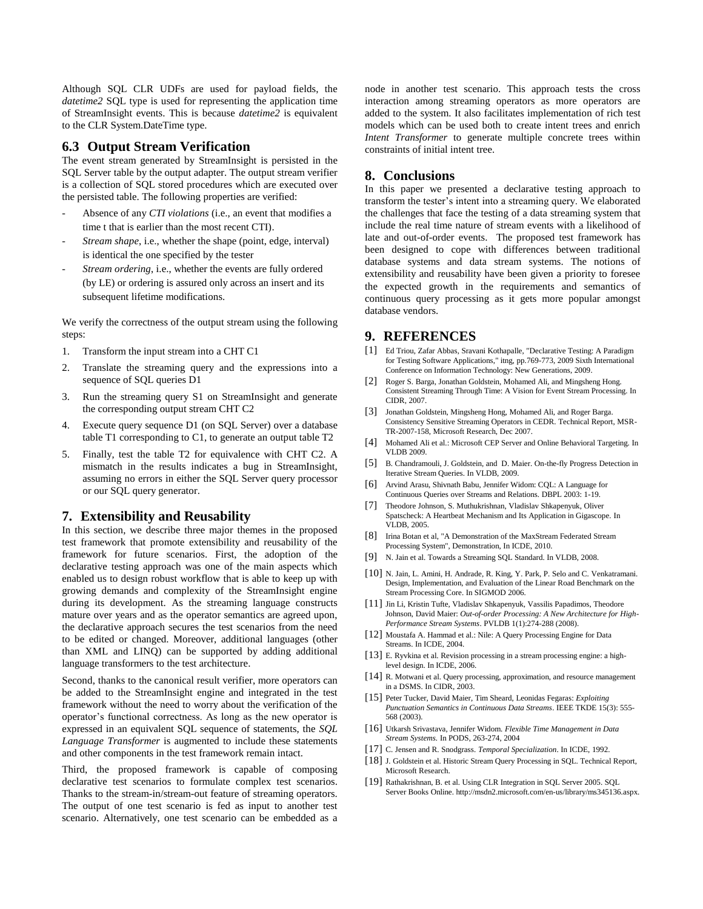Although SQL CLR UDFs are used for payload fields, the *datetime2* SQL type is used for representing the application time of StreamInsight events. This is because *datetime2* is equivalent to the CLR System.DateTime type.

### 6.3 Output Stream Verification

The event stream generated by StreamInsight is persisted in the SQL Server table by the output adapter. The output stream verifier is a collection of SQL stored procedures which are executed over the persisted table. The following properties are verified:

- Absence of any *CTI violations* (i.e., an event that modifies a time t that is earlier than the most recent CTI).
- *Stream shape*, i.e., whether the shape (point, edge, interval) is identical the one specified by the tester
- *Stream ordering*, i.e., whether the events are fully ordered (by LE) or ordering is assured only across an insert and its subsequent lifetime modifications.

We verify the correctness of the output stream using the following steps:

1. Transform the input stream into a CHT C1
2. Translate the streaming query and the expressions into a sequence of SQL queries D1
3. Run the streaming query S1 on StreamInsight and generate the corresponding output stream CHT C2
4. Execute query sequence D1 (on SQL Server) over a database table T1 corresponding to C1, to generate an output table T2
5. Finally, test the table T2 for equivalence with CHT C2. A mismatch in the results indicates a bug in StreamInsight, assuming no errors in either the SQL Server query processor or our SQL query generator.

## 7. Extensibility and Reusability

In this section, we describe three major themes in the proposed test framework that promote extensibility and reusability of the framework for future scenarios. First, the adoption of the declarative testing approach was one of the main aspects which enabled us to design robust workflow that is able to keep up with growing demands and complexity of the StreamInsight engine during its development. As the streaming language constructs mature over years and as the operator semantics are agreed upon, the declarative approach secures the test scenarios from the need to be edited or changed. Moreover, additional languages (other than XML and LINQ) can be supported by adding additional language transformers to the test architecture.

Second, thanks to the canonical result verifier, more operators can be added to the StreamInsight engine and integrated in the test framework without the need to worry about the verification of the operator's functional correctness. As long as the new operator is expressed in an equivalent SQL sequence of statements, the *SQL Language Transformer* is augmented to include these statements and other components in the test framework remain intact.

Third, the proposed framework is capable of composing declarative test scenarios to formulate complex test scenarios. Thanks to the stream-in/stream-out feature of streaming operators. The output of one test scenario is fed as input to another test scenario. Alternatively, one test scenario can be embedded as a node in another test scenario. This approach tests the cross interaction among streaming operators as more operators are added to the system. It also facilitates implementation of rich test models which can be used both to create intent trees and enrich *Intent Transformer* to generate multiple concrete trees within constraints of initial intent tree.

## 8. Conclusions

In this paper we presented a declarative testing approach to transform the tester's intent into a streaming query. We elaborated the challenges that face the testing of a data streaming system that include the real time nature of stream events with a likelihood of late and out-of-order events. The proposed test framework has been designed to cope with differences between traditional database systems and data stream systems. The notions of extensibility and reusability have been given a priority to foresee the expected growth in the requirements and semantics of continuous query processing as it gets more popular amongst database vendors.

## 9. REFERENCES

[1] Ed Triou, Zafar Abbas, Sravani Kothapalle, "Declarative Testing: A Paradigm for Testing Software Applications," itng, pp.769-773, 2009 Sixth International Conference on Information Technology: New Generations, 2009.

[2] Roger S. Barga, Jonathan Goldstein, Mohamed Ali, and Mingsheng Hong. Consistent Streaming Through Time: A Vision for Event Stream Processing. In CIDR, 2007.

[3] Jonathan Goldstein, Mingsheng Hong, Mohamed Ali, and Roger Barga. Consistency Sensitive Streaming Operators in CEDR. Technical Report, MSR-TR-2007-158, Microsoft Research, Dec 2007.

[4] Mohamed Ali et al.: Microsoft CEP Server and Online Behavioral Targeting. In VLDB 2009.

[5] B. Chandramouli, J. Goldstein, and D. Maier. On-the-fly Progress Detection in Iterative Stream Queries. In VLDB, 2009.

[6] Arvind Arasu, Shivnath Babu, Jennifer Widom: CQL: A Language for Continuous Queries over Streams and Relations. DBPL 2003: 1-19.

[7] Theodore Johnson, S. Muthukrishnan, Vladislav Shkapenyuk, Oliver Spatscheck: A Heartbeat Mechanism and Its Application in Gigascope. In VLDB, 2005.

[8] Irina Botan et al, "A Demonstration of the MaxStream Federated Stream Processing System", Demonstration, In ICDE, 2010.

[9] N. Jain et al. Towards a Streaming SQL Standard. In VLDB, 2008.

[10] N. Jain, L. Amini, H. Andrade, R. King, Y. Park, P. Selo and C. Venkatramani. Design, Implementation, and Evaluation of the Linear Road Benchmark on the Stream Processing Core. In SIGMOD 2006.

[11] Jin Li, Kristin Tufte, Vladislav Shkapenyuk, Vassilis Papadimos, Theodore Johnson, David Maier: *Out-of-order Processing: A New Architecture for High-Performance Stream Systems*. PVLDB 1(1):274-288 (2008).

[12] Moustafa A. Hammad et al.: Nile: A Query Processing Engine for Data Streams. In ICDE, 2004.

[13] E. Ryvkina et al. Revision processing in a stream processing engine: a high-level design. In ICDE, 2006.

[14] R. Motwani et al. Query processing, approximation, and resource management in a DSMS. In CIDR, 2003.

[15] Peter Tucker, David Maier, Tim Sheard, Leonidas Fegaras: *Exploiting Punctuation Semantics in Continuous Data Streams*. IEEE TKDE 15(3): 555-568 (2003).

[16] Utkarsh Srivastava, Jennifer Widom. *Flexible Time Management in Data Stream Systems.* In PODS, 263-274, 2004

[17] C. Jensen and R. Snodgrass. *Temporal Specialization*. In ICDE, 1992.

[18] J. Goldstein et al. Historic Stream Query Processing in SQL. Technical Report, Microsoft Research.

[19] Rathakrishnan, B. et al. Using CLR Integration in SQL Server 2005. SQL Server Books Online. http://msdn2.microsoft.com/en-us/library/ms345136.aspx.